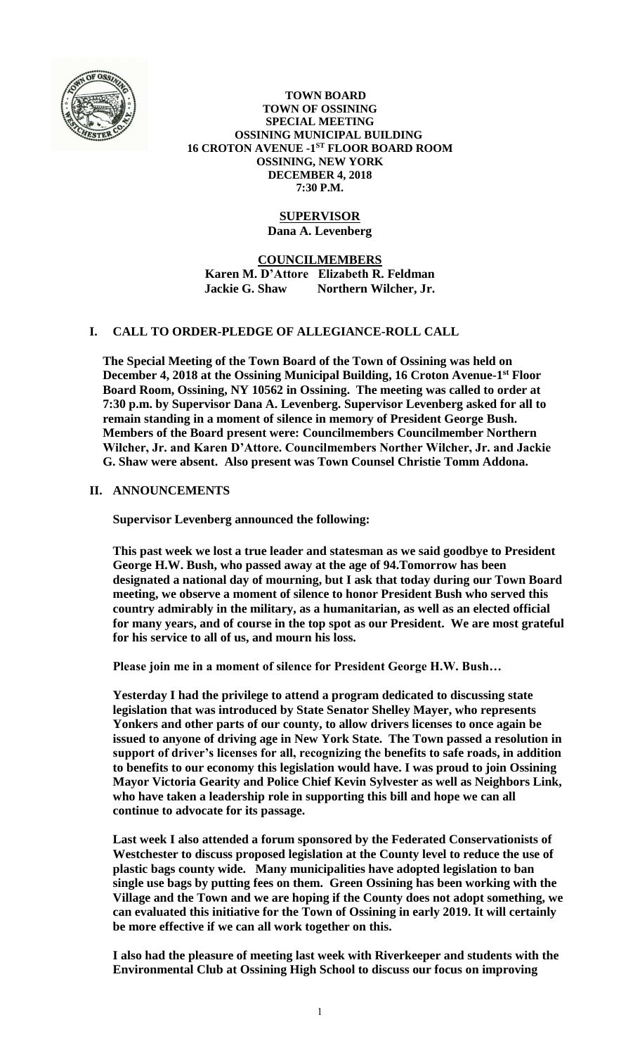**TOWN BOARD**
**TOWN OF OSSINING**
**SPECIAL MEETING**
**OSSINING MUNICIPAL BUILDING**
**16 CROTON AVENUE -1ST FLOOR BOARD ROOM**
**OSSINING, NEW YORK**
**DECEMBER 4, 2018**
**7:30 P.M.**

**SUPERVISOR**
**Dana A. Levenberg**

**COUNCILMEMBERS**
**Karen M. D'Attore Elizabeth R. Feldman**
**Jackie G. Shaw Northern Wilcher, Jr.**

## I. CALL TO ORDER-PLEDGE OF ALLEGIANCE-ROLL CALL

**The Special Meeting of the Town Board of the Town of Ossining was held on December 4, 2018 at the Ossining Municipal Building, 16 Croton Avenue-1st Floor Board Room, Ossining, NY 10562 in Ossining. The meeting was called to order at 7:30 p.m. by Supervisor Dana A. Levenberg. Supervisor Levenberg asked for all to remain standing in a moment of silence in memory of President George Bush. Members of the Board present were: Councilmembers Councilmember Northern Wilcher, Jr. and Karen D'Attore. Councilmembers Norther Wilcher, Jr. and Jackie G. Shaw were absent. Also present was Town Counsel Christie Tomm Addona.**

## II. ANNOUNCEMENTS

**Supervisor Levenberg announced the following:**

**This past week we lost a true leader and statesman as we said goodbye to President George H.W. Bush, who passed away at the age of 94.Tomorrow has been designated a national day of mourning, but I ask that today during our Town Board meeting, we observe a moment of silence to honor President Bush who served this country admirably in the military, as a humanitarian, as well as an elected official for many years, and of course in the top spot as our President. We are most grateful for his service to all of us, and mourn his loss.**

**Please join me in a moment of silence for President George H.W. Bush…**

**Yesterday I had the privilege to attend a program dedicated to discussing state legislation that was introduced by State Senator Shelley Mayer, who represents Yonkers and other parts of our county, to allow drivers licenses to once again be issued to anyone of driving age in New York State. The Town passed a resolution in support of driver's licenses for all, recognizing the benefits to safe roads, in addition to benefits to our economy this legislation would have. I was proud to join Ossining Mayor Victoria Gearity and Police Chief Kevin Sylvester as well as Neighbors Link, who have taken a leadership role in supporting this bill and hope we can all continue to advocate for its passage.**

**Last week I also attended a forum sponsored by the Federated Conservationists of Westchester to discuss proposed legislation at the County level to reduce the use of plastic bags county wide. Many municipalities have adopted legislation to ban single use bags by putting fees on them. Green Ossining has been working with the Village and the Town and we are hoping if the County does not adopt something, we can evaluated this initiative for the Town of Ossining in early 2019. It will certainly be more effective if we can all work together on this.**

**I also had the pleasure of meeting last week with Riverkeeper and students with the Environmental Club at Ossining High School to discuss our focus on improving**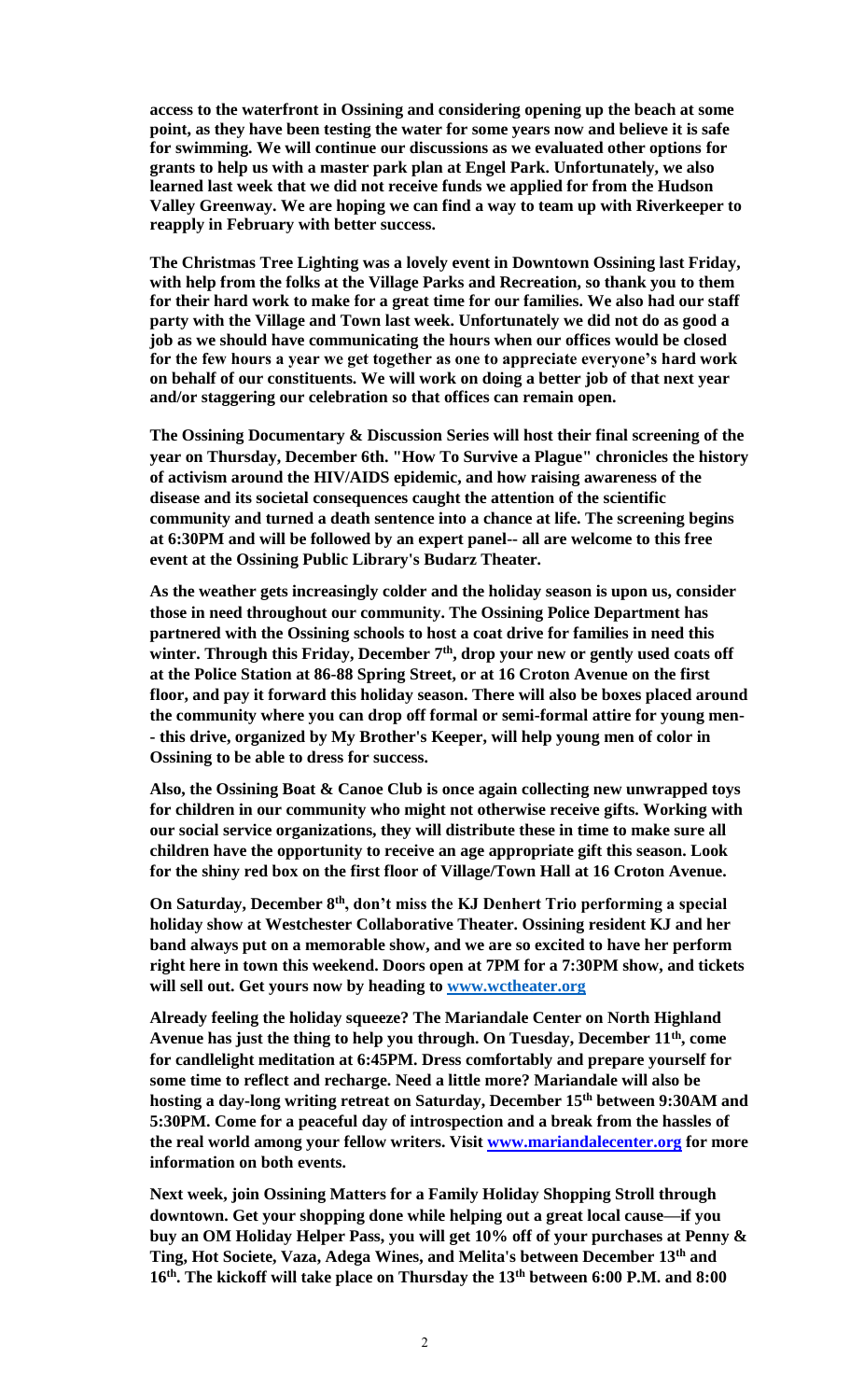**access to the waterfront in Ossining and considering opening up the beach at some point, as they have been testing the water for some years now and believe it is safe for swimming. We will continue our discussions as we evaluated other options for grants to help us with a master park plan at Engel Park. Unfortunately, we also learned last week that we did not receive funds we applied for from the Hudson Valley Greenway. We are hoping we can find a way to team up with Riverkeeper to reapply in February with better success.**

**The Christmas Tree Lighting was a lovely event in Downtown Ossining last Friday, with help from the folks at the Village Parks and Recreation, so thank you to them for their hard work to make for a great time for our families. We also had our staff party with the Village and Town last week. Unfortunately we did not do as good a job as we should have communicating the hours when our offices would be closed for the few hours a year we get together as one to appreciate everyone's hard work on behalf of our constituents. We will work on doing a better job of that next year and/or staggering our celebration so that offices can remain open.**

**The Ossining Documentary & Discussion Series will host their final screening of the year on Thursday, December 6th. "How To Survive a Plague" chronicles the history of activism around the HIV/AIDS epidemic, and how raising awareness of the disease and its societal consequences caught the attention of the scientific community and turned a death sentence into a chance at life. The screening begins at 6:30PM and will be followed by an expert panel-- all are welcome to this free event at the Ossining Public Library's Budarz Theater.**

**As the weather gets increasingly colder and the holiday season is upon us, consider those in need throughout our community. The Ossining Police Department has partnered with the Ossining schools to host a coat drive for families in need this winter. Through this Friday, December 7th, drop your new or gently used coats off at the Police Station at 86-88 Spring Street, or at 16 Croton Avenue on the first floor, and pay it forward this holiday season. There will also be boxes placed around the community where you can drop off formal or semi-formal attire for young men-- this drive, organized by My Brother's Keeper, will help young men of color in Ossining to be able to dress for success.**

**Also, the Ossining Boat & Canoe Club is once again collecting new unwrapped toys for children in our community who might not otherwise receive gifts. Working with our social service organizations, they will distribute these in time to make sure all children have the opportunity to receive an age appropriate gift this season. Look for the shiny red box on the first floor of Village/Town Hall at 16 Croton Avenue.**

**On Saturday, December 8th, don't miss the KJ Denhert Trio performing a special holiday show at Westchester Collaborative Theater. Ossining resident KJ and her band always put on a memorable show, and we are so excited to have her perform right here in town this weekend. Doors open at 7PM for a 7:30PM show, and tickets will sell out. Get yours now by heading to [www.wctheater.org](http://www.wctheater.org)**

**Already feeling the holiday squeeze? The Mariandale Center on North Highland Avenue has just the thing to help you through. On Tuesday, December 11th, come for candlelight meditation at 6:45PM. Dress comfortably and prepare yourself for some time to reflect and recharge. Need a little more? Mariandale will also be hosting a day-long writing retreat on Saturday, December 15th between 9:30AM and 5:30PM. Come for a peaceful day of introspection and a break from the hassles of the real world among your fellow writers. Visit [www.mariandalecenter.org](http://www.mariandalecenter.org) for more information on both events.**

**Next week, join Ossining Matters for a Family Holiday Shopping Stroll through downtown. Get your shopping done while helping out a great local cause—if you buy an OM Holiday Helper Pass, you will get 10% off of your purchases at Penny & Ting, Hot Societe, Vaza, Adega Wines, and Melita's between December 13th and 16th. The kickoff will take place on Thursday the 13th between 6:00 P.M. and 8:00**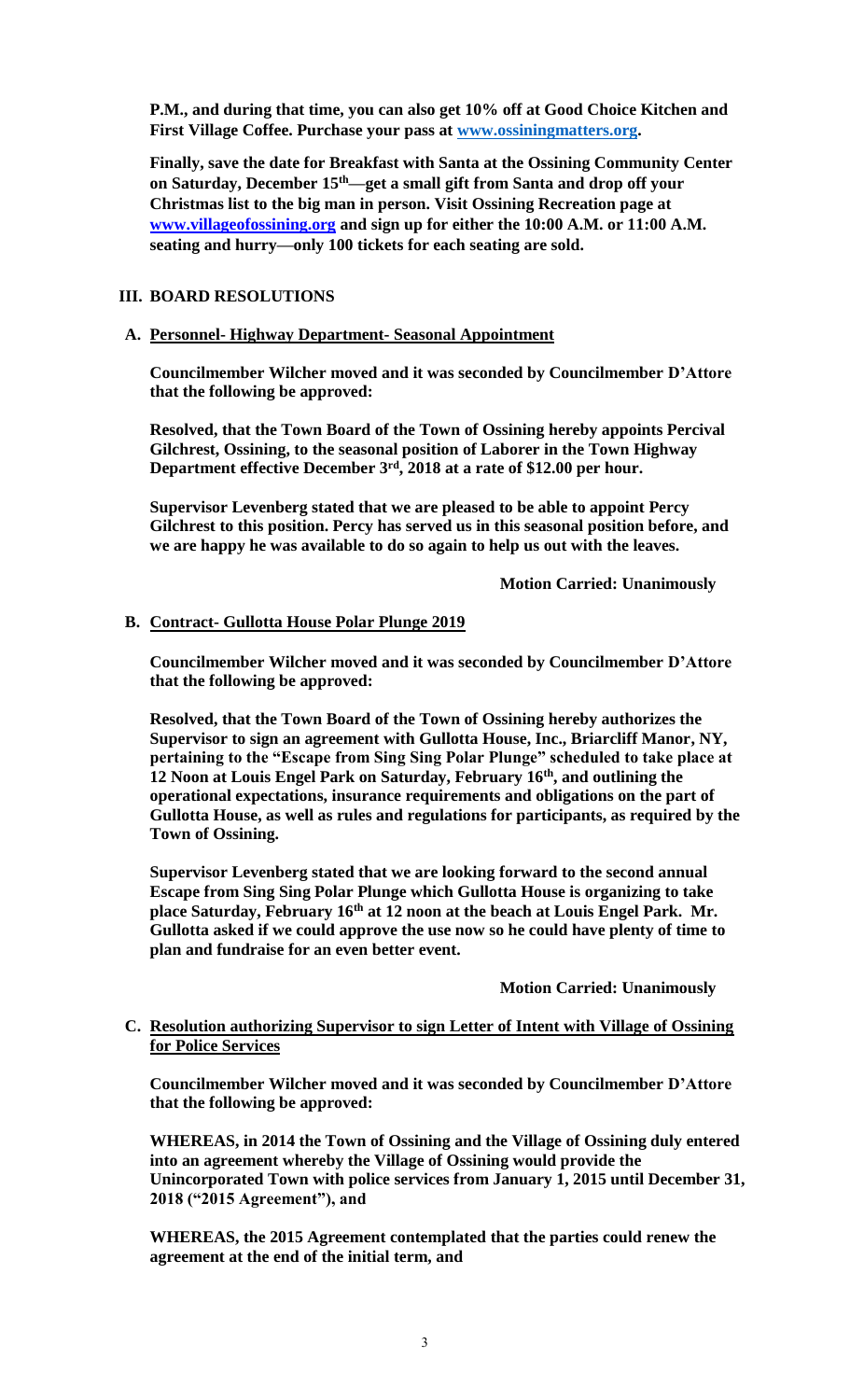**P.M., and during that time, you can also get 10% off at Good Choice Kitchen and First Village Coffee. Purchase your pass at www.ossiningmatters.org.**

**Finally, save the date for Breakfast with Santa at the Ossining Community Center on Saturday, December 15th—get a small gift from Santa and drop off your Christmas list to the big man in person. Visit Ossining Recreation page at www.villageofossining.org and sign up for either the 10:00 A.M. or 11:00 A.M. seating and hurry—only 100 tickets for each seating are sold.**

## III. BOARD RESOLUTIONS

### A. Personnel- Highway Department- Seasonal Appointment

**Councilmember Wilcher moved and it was seconded by Councilmember D'Attore that the following be approved:**

**Resolved, that the Town Board of the Town of Ossining hereby appoints Percival Gilchrest, Ossining, to the seasonal position of Laborer in the Town Highway Department effective December 3rd, 2018 at a rate of $12.00 per hour.**

**Supervisor Levenberg stated that we are pleased to be able to appoint Percy Gilchrest to this position. Percy has served us in this seasonal position before, and we are happy he was available to do so again to help us out with the leaves.**

**Motion Carried: Unanimously**

### B. Contract- Gullotta House Polar Plunge 2019

**Councilmember Wilcher moved and it was seconded by Councilmember D'Attore that the following be approved:**

**Resolved, that the Town Board of the Town of Ossining hereby authorizes the Supervisor to sign an agreement with Gullotta House, Inc., Briarcliff Manor, NY, pertaining to the "Escape from Sing Sing Polar Plunge" scheduled to take place at 12 Noon at Louis Engel Park on Saturday, February 16th, and outlining the operational expectations, insurance requirements and obligations on the part of Gullotta House, as well as rules and regulations for participants, as required by the Town of Ossining.**

**Supervisor Levenberg stated that we are looking forward to the second annual Escape from Sing Sing Polar Plunge which Gullotta House is organizing to take place Saturday, February 16th at 12 noon at the beach at Louis Engel Park. Mr. Gullotta asked if we could approve the use now so he could have plenty of time to plan and fundraise for an even better event.**

**Motion Carried: Unanimously**

### C. Resolution authorizing Supervisor to sign Letter of Intent with Village of Ossining for Police Services

**Councilmember Wilcher moved and it was seconded by Councilmember D'Attore that the following be approved:**

**WHEREAS, in 2014 the Town of Ossining and the Village of Ossining duly entered into an agreement whereby the Village of Ossining would provide the Unincorporated Town with police services from January 1, 2015 until December 31, 2018 ("2015 Agreement"), and**

**WHEREAS, the 2015 Agreement contemplated that the parties could renew the agreement at the end of the initial term, and**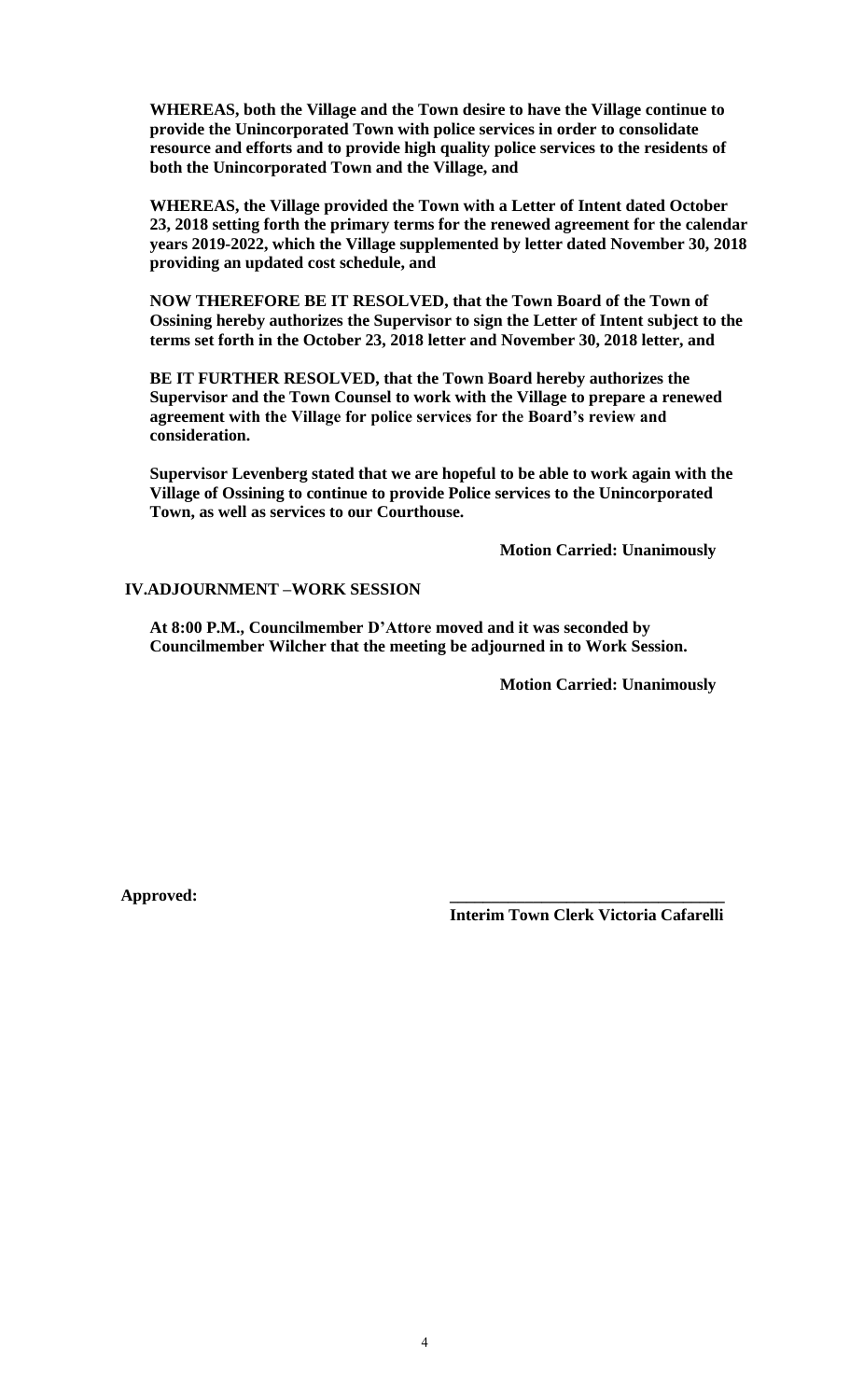**WHEREAS, both the Village and the Town desire to have the Village continue to provide the Unincorporated Town with police services in order to consolidate resource and efforts and to provide high quality police services to the residents of both the Unincorporated Town and the Village, and**

**WHEREAS, the Village provided the Town with a Letter of Intent dated October 23, 2018 setting forth the primary terms for the renewed agreement for the calendar years 2019-2022, which the Village supplemented by letter dated November 30, 2018 providing an updated cost schedule, and**

**NOW THEREFORE BE IT RESOLVED, that the Town Board of the Town of Ossining hereby authorizes the Supervisor to sign the Letter of Intent subject to the terms set forth in the October 23, 2018 letter and November 30, 2018 letter, and**

**BE IT FURTHER RESOLVED, that the Town Board hereby authorizes the Supervisor and the Town Counsel to work with the Village to prepare a renewed agreement with the Village for police services for the Board's review and consideration.**

**Supervisor Levenberg stated that we are hopeful to be able to work again with the Village of Ossining to continue to provide Police services to the Unincorporated Town, as well as services to our Courthouse.**

**Motion Carried: Unanimously**

## IV.ADJOURNMENT –WORK SESSION

**At 8:00 P.M., Councilmember D'Attore moved and it was seconded by Councilmember Wilcher that the meeting be adjourned in to Work Session.**

**Motion Carried: Unanimously**

**Approved:** \_\_\_\_\_\_\_\_\_\_\_\_\_\_\_\_\_\_\_\_\_\_\_\_\_\_\_\_\_\_\_\_

**Interim Town Clerk Victoria Cafarelli**